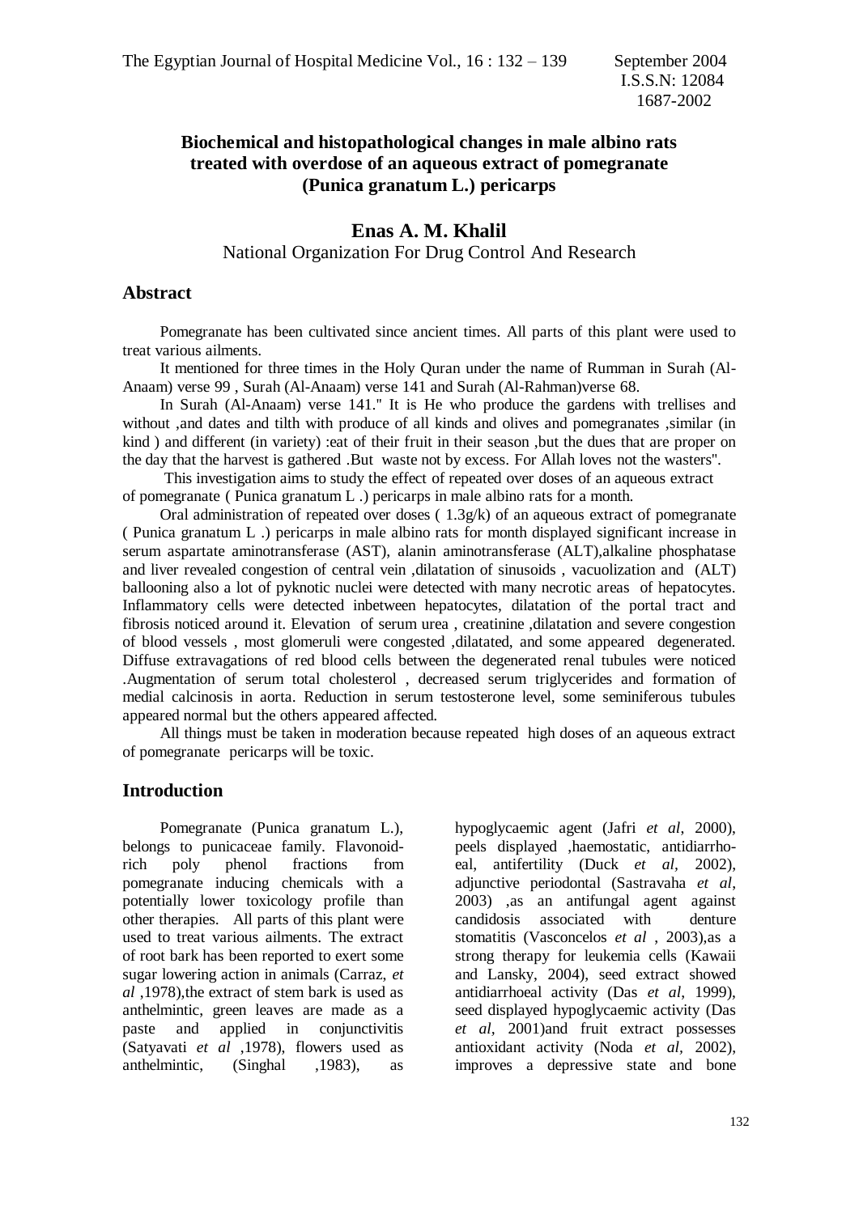# Biochemical and histopathological changes in male albino rats treated with overdose of an aqueous extract of pomegranate (Punica granatum L.) pericarps

## Enas A. M. Khalil

National Organization For Drug Control And Research

## Abstract

Pomegranate has been cultivated since ancient times. All parts of this plant were used to treat various ailments.

It mentioned for three times in the Holy Quran under the name of Rumman in Surah (Al-Anaam) verse 99 , Surah (Al-Anaam) verse 141 and Surah (Al-Rahman)verse 68.

In Surah (Al-Anaam) verse 141." It is He who produce the gardens with trellises and without ,and dates and tilth with produce of all kinds and olives and pomegranates ,similar (in kind ) and different (in variety) :eat of their fruit in their season ,but the dues that are proper on the day that the harvest is gathered .But waste not by excess. For Allah loves not the wasters".

This investigation aims to study the effect of repeated over doses of an aqueous extract of pomegranate ( Punica granatum L .) pericarps in male albino rats for a month.

Oral administration of repeated over doses ( 1.3g/k) of an aqueous extract of pomegranate ( Punica granatum L .) pericarps in male albino rats for month displayed significant increase in serum aspartate aminotransferase (AST), alanin aminotransferase (ALT),alkaline phosphatase and liver revealed congestion of central vein ,dilatation of sinusoids , vacuolization and (ALT) ballooning also a lot of pyknotic nuclei were detected with many necrotic areas of hepatocytes. Inflammatory cells were detected inbetween hepatocytes, dilatation of the portal tract and fibrosis noticed around it. Elevation of serum urea , creatinine ,dilatation and severe congestion of blood vessels , most glomeruli were congested ,dilatated, and some appeared degenerated. Diffuse extravagations of red blood cells between the degenerated renal tubules were noticed .Augmentation of serum total cholesterol , decreased serum triglycerides and formation of medial calcinosis in aorta. Reduction in serum testosterone level, some seminiferous tubules appeared normal but the others appeared affected.

All things must be taken in moderation because repeated high doses of an aqueous extract of pomegranate pericarps will be toxic.

## Introduction

Pomegranate (Punica granatum L.), belongs to punicaceae family. Flavonoid-rich poly phenol fractions from pomegranate inducing chemicals with a potentially lower toxicology profile than other therapies. All parts of this plant were used to treat various ailments. The extract of root bark has been reported to exert some sugar lowering action in animals (Carraz, *et al* ,1978),the extract of stem bark is used as anthelmintic, green leaves are made as a paste and applied in conjunctivitis (Satyavati *et al* ,1978), flowers used as anthelmintic, (Singhal ,1983), as hypoglycaemic agent (Jafri *et al*, 2000), peels displayed ,haemostatic, antidiarrhoeal, antifertility (Duck *et al*, 2002), adjunctive periodontal (Sastravaha *et al*, 2003) ,as an antifungal agent against candidosis associated with denture stomatitis (Vasconcelos *et al* , 2003),as a strong therapy for leukemia cells (Kawaii and Lansky, 2004), seed extract showed antidiarrhoeal activity (Das *et al*, 1999), seed displayed hypoglycaemic activity (Das *et al*, 2001)and fruit extract possesses antioxidant activity (Noda *et al*, 2002), improves a depressive state and bone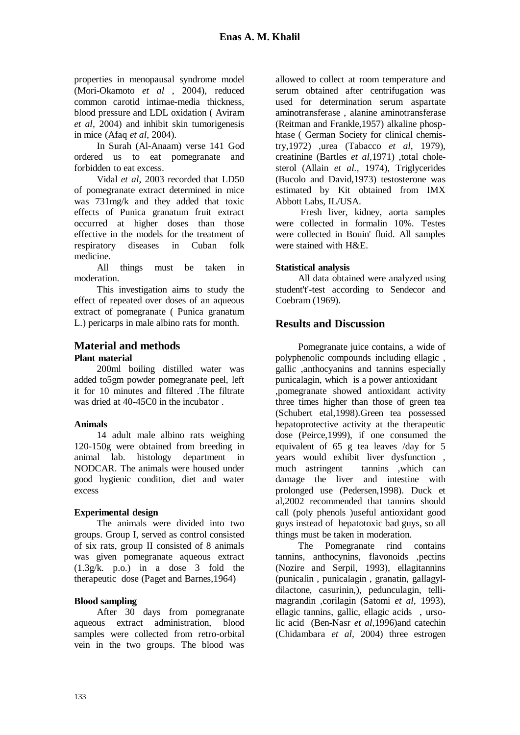properties in menopausal syndrome model (Mori-Okamoto *et al* , 2004), reduced common carotid intimae-media thickness, blood pressure and LDL oxidation ( Aviram *et al*, 2004) and inhibit skin tumorigenesis in mice (Afaq *et al*, 2004).

In Surah (Al-Anaam) verse 141 God ordered us to eat pomegranate and forbidden to eat excess.

Vidal *et al*, 2003 recorded that LD50 of pomegranate extract determined in mice was 731mg/k and they added that toxic effects of Punica granatum fruit extract occurred at higher doses than those effective in the models for the treatment of respiratory diseases in Cuban folk medicine.

All things must be taken in moderation.

This investigation aims to study the effect of repeated over doses of an aqueous extract of pomegranate ( Punica granatum L.) pericarps in male albino rats for month.

## Material and methods

### Plant material

200ml boiling distilled water was added to5gm powder pomegranate peel, left it for 10 minutes and filtered .The filtrate was dried at 40-45C0 in the incubator .

### Animals

14 adult male albino rats weighing 120-150g were obtained from breeding in animal lab. histology department in NODCAR. The animals were housed under good hygienic condition, diet and water excess

### Experimental design

The animals were divided into two groups. Group I, served as control consisted of six rats, group II consisted of 8 animals was given pomegranate aqueous extract (1.3g/k. p.o.) in a dose 3 fold the therapeutic dose (Paget and Barnes,1964)

### Blood sampling

After 30 days from pomegranate aqueous extract administration, blood samples were collected from retro-orbital vein in the two groups. The blood was allowed to collect at room temperature and serum obtained after centrifugation was used for determination serum aspartate aminotransferase , alanine aminotransferase (Reitman and Frankle,1957) alkaline phosphtase ( German Society for clinical chemistry,1972) ,urea (Tabacco *et al*, 1979), creatinine (Bartles *et al*,1971) ,total cholesterol (Allain *et al.,* 1974), Triglycerides (Bucolo and David,1973) testosterone was estimated by Kit obtained from IMX Abbott Labs, IL/USA.

Fresh liver, kidney, aorta samples were collected in formalin 10%. Testes were collected in Bouin' fluid. All samples were stained with H&E.

### Statistical analysis

All data obtained were analyzed using student't'-test according to Sendecor and Coebram (1969).

## Results and Discussion

Pomegranate juice contains, a wide of polyphenolic compounds including ellagic , gallic ,anthocyanins and tannins especially punicalagin, which is a power antioxidant ,pomegranate showed antioxidant activity three times higher than those of green tea (Schubert etal,1998).Green tea possessed hepatoprotective activity at the therapeutic dose (Peirce,1999), if one consumed the equivalent of 65 g tea leaves /day for 5 years would exhibit liver dysfunction , much astringent tannins ,which can damage the liver and intestine with prolonged use (Pedersen,1998). Duck et al,2002 recommended that tannins should call (poly phenols )useful antioxidant good guys instead of hepatotoxic bad guys, so all things must be taken in moderation.

The Pomegranate rind contains tannins, anthocynins, flavonoids ,pectins (Nozire and Serpil, 1993), ellagitannins (punicalin , punicalagin , granatin, gallagyl-dilactone, casurinin,), pedunculagin, tellimagrandin ,corilagin (Satomi *et al,* 1993), ellagic tannins, gallic, ellagic acids , ursolic acid (Ben-Nasr *et al*,1996)and catechin (Chidambara *et al*, 2004) three estrogen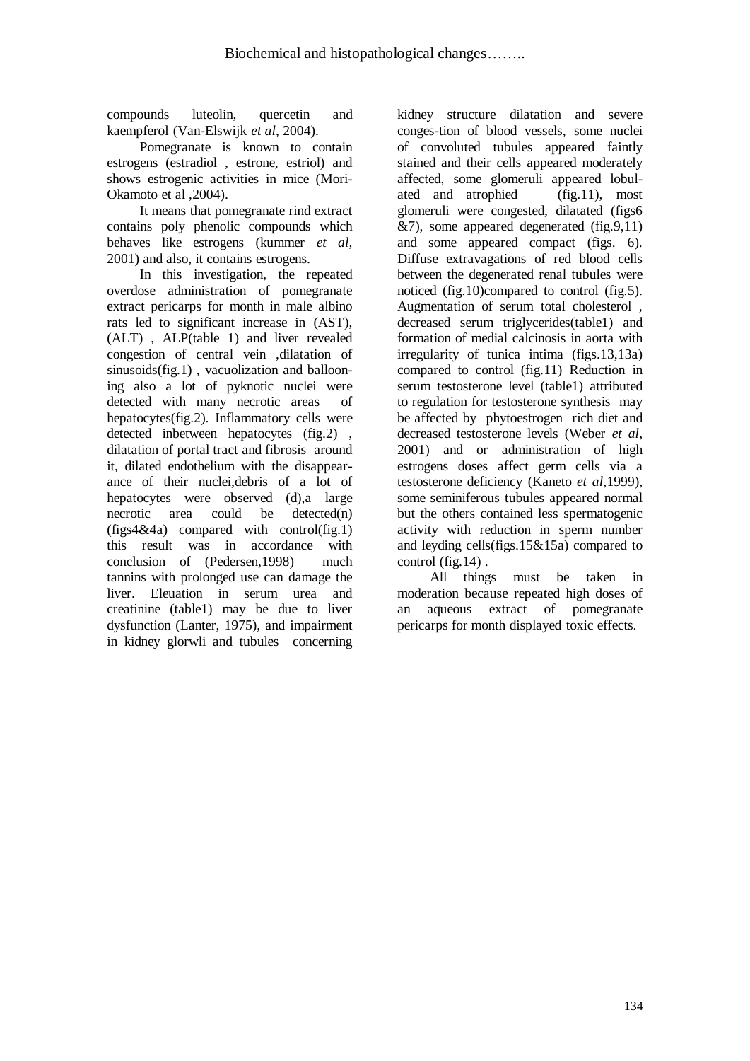compounds luteolin, quercetin and kaempferol (Van-Elswijk *et al*, 2004).

Pomegranate is known to contain estrogens (estradiol , estrone, estriol) and shows estrogenic activities in mice (Mori-Okamoto et al ,2004).

It means that pomegranate rind extract contains poly phenolic compounds which behaves like estrogens (kummer *et al*, 2001) and also, it contains estrogens.

In this investigation, the repeated overdose administration of pomegranate extract pericarps for month in male albino rats led to significant increase in (AST), (ALT) , ALP(table 1) and liver revealed congestion of central vein ,dilatation of sinusoids(fig.1) , vacuolization and ballooning also a lot of pyknotic nuclei were detected with many necrotic areas of hepatocytes(fig.2). Inflammatory cells were detected inbetween hepatocytes (fig.2) , dilatation of portal tract and fibrosis around it, dilated endothelium with the disappearance of their nuclei,debris of a lot of hepatocytes were observed (d),a large necrotic area could be detected(n) (figs4&4a) compared with control(fig.1) this result was in accordance with conclusion of (Pedersen,1998) much tannins with prolonged use can damage the liver. Eleuation in serum urea and creatinine (table1) may be due to liver dysfunction (Lanter, 1975), and impairment in kidney glorwli and tubules concerning kidney structure dilatation and severe conges-tion of blood vessels, some nuclei of convoluted tubules appeared faintly stained and their cells appeared moderately affected, some glomeruli appeared lobulated and atrophied (fig.11), most glomeruli were congested, dilatated (figs6 &7), some appeared degenerated (fig.9,11) and some appeared compact (figs. 6). Diffuse extravagations of red blood cells between the degenerated renal tubules were noticed (fig.10)compared to control (fig.5). Augmentation of serum total cholesterol , decreased serum triglycerides(table1) and formation of medial calcinosis in aorta with irregularity of tunica intima (figs.13,13a) compared to control (fig.11) Reduction in serum testosterone level (table1) attributed to regulation for testosterone synthesis may be affected by phytoestrogen rich diet and decreased testosterone levels (Weber *et al*, 2001) and or administration of high estrogens doses affect germ cells via a testosterone deficiency (Kaneto *et al*,1999), some seminiferous tubules appeared normal but the others contained less spermatogenic activity with reduction in sperm number and leyding cells(figs.15&15a) compared to control (fig.14) .

All things must be taken in moderation because repeated high doses of an aqueous extract of pomegranate pericarps for month displayed toxic effects.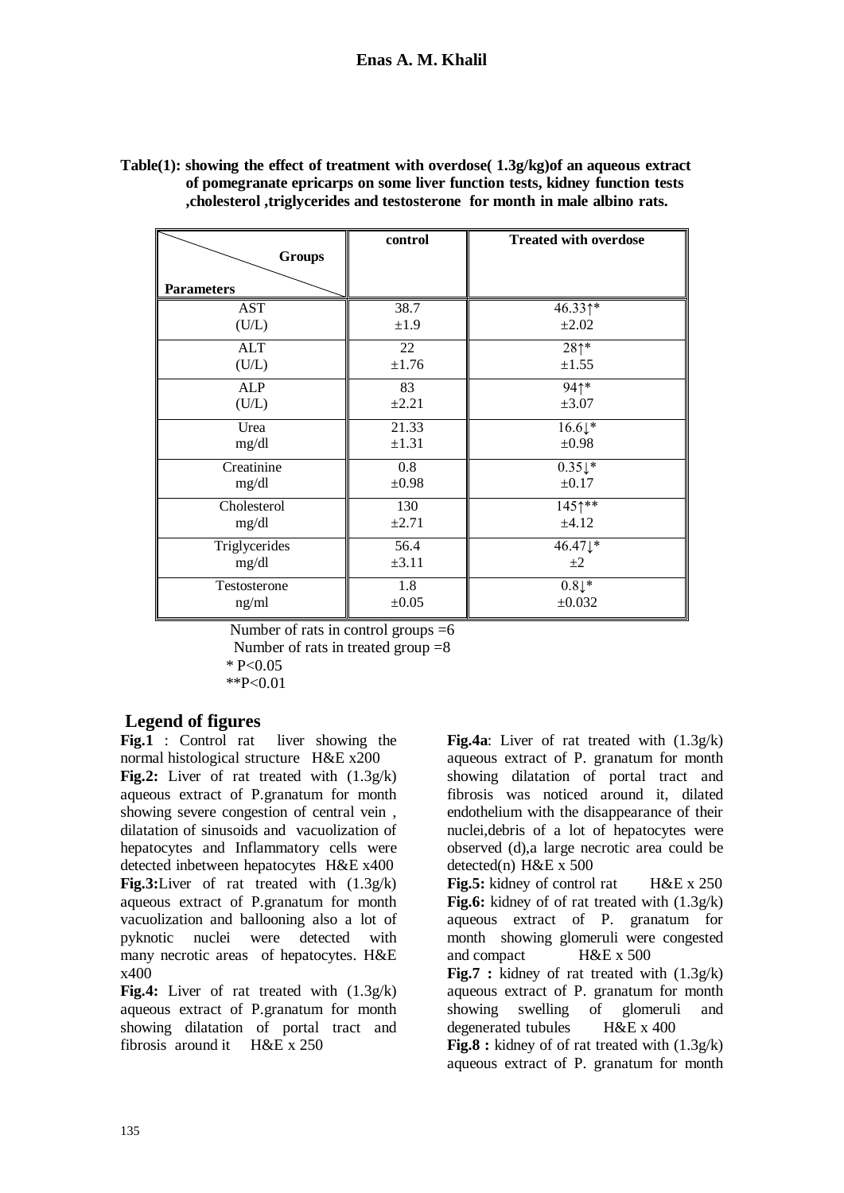**Table(1): showing the effect of treatment with overdose( 1.3g/kg)of an aqueous extract of pomegranate epricarps on some liver function tests, kidney function tests ,cholesterol ,triglycerides and testosterone for month in male albino rats.**

| Parameters \ Groups | control | Treated with overdose |
|---|---|---|
| AST (U/L) | 38.7 ±1.9 | 46.33↑* ±2.02 |
| ALT (U/L) | 22 ±1.76 | 28↑* ±1.55 |
| ALP (U/L) | 83 ±2.21 | 94↑* ±3.07 |
| Urea mg/dl | 21.33 ±1.31 | 16.6↓* ±0.98 |
| Creatinine mg/dl | 0.8 ±0.98 | 0.35↓* ±0.17 |
| Cholesterol mg/dl | 130 ±2.71 | 145↑** ±4.12 |
| Triglycerides mg/dl | 56.4 ±3.11 | 46.47↓* ±2 |
| Testosterone ng/ml | 1.8 ±0.05 | 0.8↓* ±0.032 |

Number of rats in control groups =6
Number of rats in treated group =8
* $P<0.05$
** $P<0.01$

## Legend of figures

**Fig.1** : Control rat liver showing the normal histological structure H&E x200

**Fig.2:** Liver of rat treated with (1.3g/k) aqueous extract of P.granatum for month showing severe congestion of central vein , dilatation of sinusoids and vacuolization of hepatocytes and Inflammatory cells were detected inbetween hepatocytes H&E x400

**Fig.3:**Liver of rat treated with (1.3g/k) aqueous extract of P.granatum for month vacuolization and ballooning also a lot of pyknotic nuclei were detected with many necrotic areas of hepatocytes. H&E x400

**Fig.4:** Liver of rat treated with (1.3g/k) aqueous extract of P.granatum for month showing dilatation of portal tract and fibrosis around it H&E x 250

**Fig.4a**: Liver of rat treated with (1.3g/k) aqueous extract of P. granatum for month showing dilatation of portal tract and fibrosis was noticed around it, dilated endothelium with the disappearance of their nuclei,debris of a lot of hepatocytes were observed (d),a large necrotic area could be detected(n) H&E x 500

**Fig.5:** kidney of control rat H&E x 250

**Fig.6:** kidney of of rat treated with (1.3g/k) aqueous extract of P. granatum for month showing glomeruli were congested and compact H&E x 500

**Fig.7 :** kidney of rat treated with (1.3g/k) aqueous extract of P. granatum for month showing swelling of glomeruli and degenerated tubules H&E x 400

**Fig.8 :** kidney of of rat treated with (1.3g/k) aqueous extract of P. granatum for month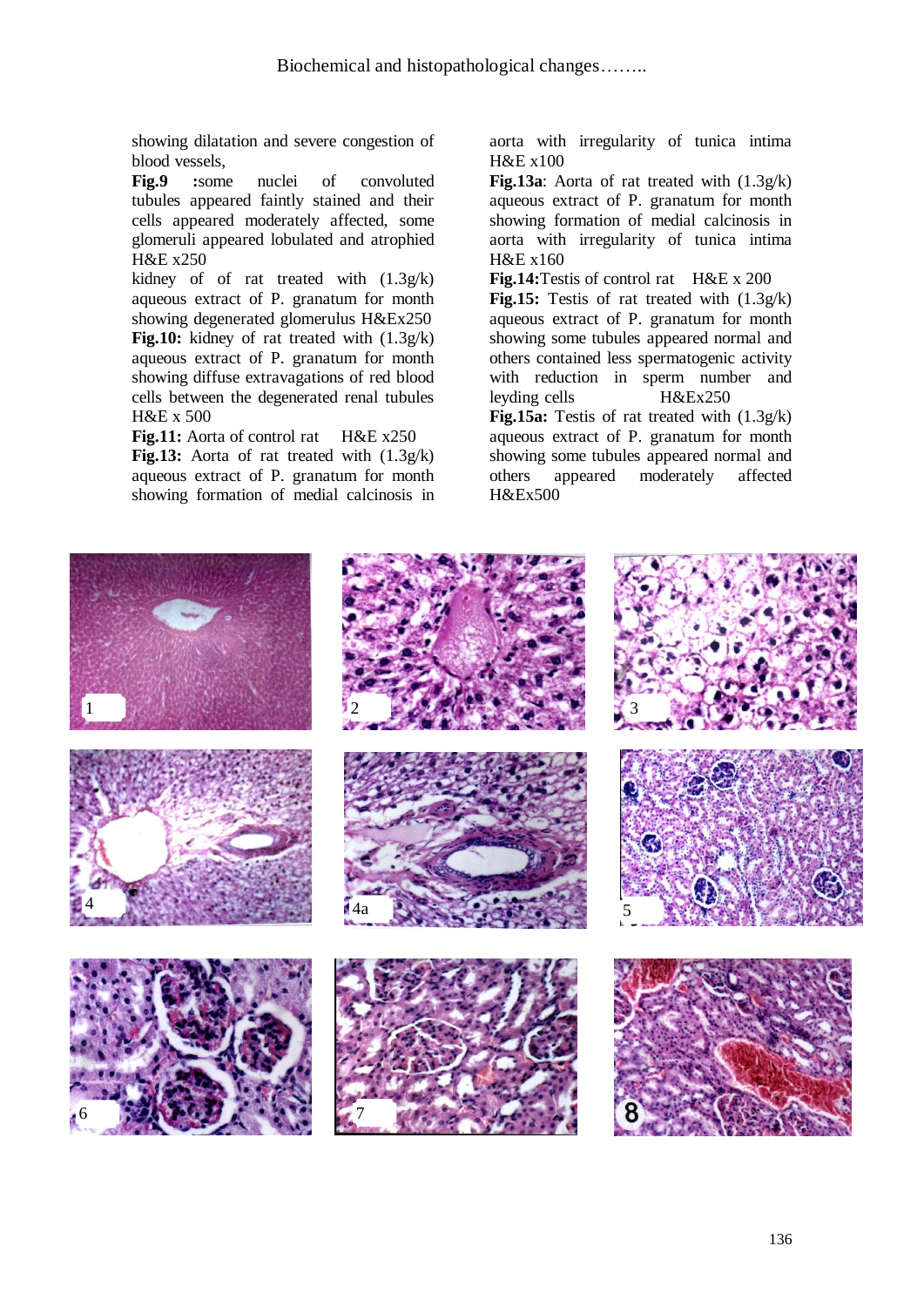showing dilatation and severe congestion of blood vessels,

**Fig.9** **:**some nuclei of convoluted tubules appeared faintly stained and their cells appeared moderately affected, some glomeruli appeared lobulated and atrophied H&E x250

kidney of of rat treated with (1.3g/k) aqueous extract of P. granatum for month showing degenerated glomerulus H&Ex250

**Fig.10:** kidney of rat treated with (1.3g/k) aqueous extract of P. granatum for month showing diffuse extravagations of red blood cells between the degenerated renal tubules H&E x 500

**Fig.11:** Aorta of control rat H&E x250

**Fig.13:** Aorta of rat treated with (1.3g/k) aqueous extract of P. granatum for month showing formation of medial calcinosis in aorta with irregularity of tunica intima H&E x100

**Fig.13a**: Aorta of rat treated with (1.3g/k) aqueous extract of P. granatum for month showing formation of medial calcinosis in aorta with irregularity of tunica intima H&E x160

**Fig.14:**Testis of control rat H&E x 200

**Fig.15:** Testis of rat treated with (1.3g/k) aqueous extract of P. granatum for month showing some tubules appeared normal and others contained less spermatogenic activity with reduction in sperm number and leyding cells H&Ex250

**Fig.15a:** Testis of rat treated with (1.3g/k) aqueous extract of P. granatum for month showing some tubules appeared normal and others appeared moderately affected H&Ex500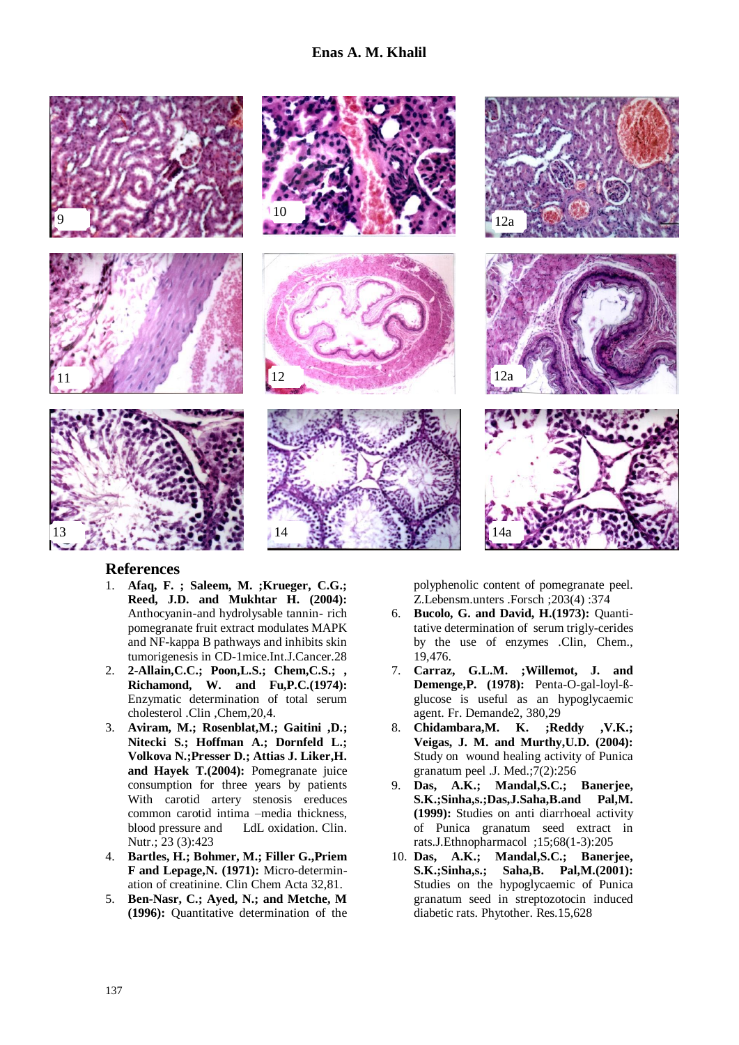## References

1. **Afaq, F. ; Saleem, M. ;Krueger, C.G.; Reed, J.D. and Mukhtar H. (2004):** Anthocyanin-and hydrolysable tannin- rich pomegranate fruit extract modulates MAPK and NF-kappa B pathways and inhibits skin tumorigenesis in CD-1mice.Int.J.Cancer.28
2. **2-Allain,C.C.; Poon,L.S.; Chem,C.S.; , Richamond, W. and Fu,P.C.(1974):** Enzymatic determination of total serum cholesterol .Clin ,Chem,20,4.
3. **Aviram, M.; Rosenblat,M.; Gaitini ,D.; Nitecki S.; Hoffman A.; Dornfeld L.; Volkova N.;Presser D.; Attias J. Liker,H. and Hayek T.(2004):** Pomegranate juice consumption for three years by patients With carotid artery stenosis ereduces common carotid intima –media thickness, blood pressure and LdL oxidation. Clin. Nutr.; 23 (3):423
4. **Bartles, H.; Bohmer, M.; Filler G.,Priem F and Lepage,N. (1971):** Micro-determination of creatinine. Clin Chem Acta 32,81.
5. **Ben-Nasr, C.; Ayed, N.; and Metche, M (1996):** Quantitative determination of the polyphenolic content of pomegranate peel. Z.Lebensm.unters .Forsch ;203(4) :374
6. **Bucolo, G. and David, H.(1973):** Quantitative determination of serum trigly-cerides by the use of enzymes .Clin, Chem., 19,476.
7. **Carraz, G.L.M. ;Willemot, J. and Demenge,P. (1978):** Penta-O-gal-loyl-ß-glucose is useful as an hypoglycaemic agent. Fr. Demande2, 380,29
8. **Chidambara,M. K. ;Reddy ,V.K.; Veigas, J. M. and Murthy,U.D. (2004):** Study on wound healing activity of Punica granatum peel .J. Med.;7(2):256
9. **Das, A.K.; Mandal,S.C.; Banerjee, S.K.;Sinha,s.;Das,J.Saha,B.and Pal,M. (1999):** Studies on anti diarrhoeal activity of Punica granatum seed extract in rats.J.Ethnopharmacol ;15;68(1-3):205
10. **Das, A.K.; Mandal,S.C.; Banerjee, S.K.;Sinha,s.; Saha,B. Pal,M.(2001):** Studies on the hypoglycaemic of Punica granatum seed in streptozotocin induced diabetic rats. Phytother. Res.15,628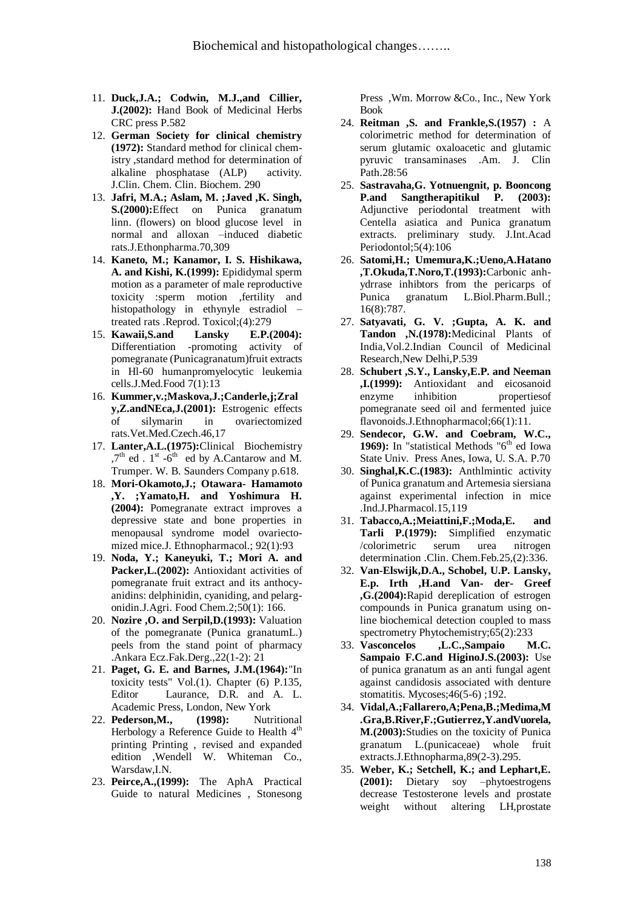11. **Duck,J.A.; Codwin, M.J.,and Cillier, J.(2002):** Hand Book of Medicinal Herbs CRC press P.582
12. **German Society for clinical chemistry (1972):** Standard method for clinical chemistry ,standard method for determination of alkaline phosphatase (ALP) activity. J.Clin. Chem. Clin. Biochem. 290
13. **Jafri, M.A.; Aslam, M. ;Javed ,K. Singh, S.(2000):**Effect on Punica granatum linn. (flowers) on blood glucose level in normal and alloxan –induced diabetic rats.J.Ethonpharma.70,309
14. **Kaneto, M.; Kanamor, I. S. Hishikawa, A. and Kishi, K.(1999):** Epididymal sperm motion as a parameter of male reproductive toxicity :sperm motion ,fertility and histopathology in ethynyle estradiol – treated rats .Reprod. Toxicol;(4):279
15. **Kawaii,S.and Lansky E.P.(2004):** Differentiation -promoting activity of pomegranate (Punicagranatum)fruit extracts in Hl-60 humanpromyelocytic leukemia cells.J.Med.Food 7(1):13
16. **Kummer,v.;Maskova,J.;Canderle,j;Zraly,Z.andNEca,J.(2001):** Estrogenic effects of silymarin in ovariectomized rats.Vet.Med.Czech.46,17
17. **Lanter,A.L.(1975):**Clinical Biochemistry ,7th ed . 1st -6th ed by A.Cantarow and M. Trumper. W. B. Saunders Company p.618.
18. **Mori-Okamoto,J.; Otawara- Hamamoto ,Y. ;Yamato,H. and Yoshimura H. (2004):** Pomegranate extract improves a depressive state and bone properties in menopausal syndrome model ovariectomized mice.J. Ethnopharmacol.; 92(1):93
19. **Noda, Y.; Kaneyuki, T.; Mori A. and Packer,L.(2002):** Antioxidant activities of pomegranate fruit extract and its anthocyanidins: delphinidin, cyaniding, and pelargonidin.J.Agri. Food Chem.2;50(1): 166.
20. **Nozire ,O. and Serpil,D.(1993):** Valuation of the pomegranate (Punica granatumL.) peels from the stand point of pharmacy .Ankara Ecz.Fak.Derg.,22(1-2): 21
21. **Paget, G. E. and Barnes, J.M.(1964):**"In toxicity tests" Vol.(1). Chapter (6) P.135, Editor Laurance, D.R. and A. L. Academic Press, London, New York
22. **Pederson,M., (1998):** Nutritional Herbology a Reference Guide to Health 4th printing Printing , revised and expanded edition ,Wendell W. Whiteman Co., Warsdaw,I.N.
23. **Peirce,A.,(1999):** The AphA Practical Guide to natural Medicines , Stonesong Press ,Wm. Morrow &Co., Inc., New York Book
24. **Reitman ,S. and Frankle,S.(1957) :** A colorimetric method for determination of serum glutamic oxaloacetic and glutamic pyruvic transaminases .Am. J. Clin Path.28:56
25. **Sastravaha,G. Yotnuengnit, p. Booncong P.and Sangtherapitikul P. (2003):** Adjunctive periodontal treatment with Centella asiatica and Punica granatum extracts. preliminary study. J.Int.Acad Periodontol;5(4):106
26. **Satomi,H.; Umemura,K.;Ueno,A.Hatano ,T.Okuda,T.Noro,T.(1993):**Carbonic anhydrrase inhibtors from the pericarps of Punica granatum L.Biol.Pharm.Bull.; 16(8):787.
27. **Satyavati, G. V. ;Gupta, A. K. and Tandon ,N.(1978):**Medicinal Plants of India,Vol.2.Indian Council of Medicinal Research,New Delhi,P.539
28. **Schubert ,S.Y., Lansky,E.P. and Neeman ,I.(1999):** Antioxidant and eicosanoid enzyme inhibition propertiesof pomegranate seed oil and fermented juice flavonoids.J.Ethnopharmacol;66(1):11.
29. **Sendecor, G.W. and Coebram, W.C., 1969):** In "statistical Methods "6th ed Iowa State Univ. Press Anes, Iowa, U. S.A. P.70
30. **Singhal,K.C.(1983):** Anthlmintic activity of Punica granatum and Artemesia siersiana against experimental infection in mice .Ind.J.Pharmacol.15,119
31. **Tabacco,A.;Meiattini,F.;Moda,E. and Tarli P.(1979):** Simplified enzymatic /colorimetric serum urea nitrogen determination .Clin. Chem.Feb.25,(2):336.
32. **Van-Elswijk,D.A., Schobel, U.P. Lansky, E.p. Irth ,H.and Van- der- Greef ,G.(2004):**Rapid dereplication of estrogen compounds in Punica granatum using online biochemical detection coupled to mass spectrometry Phytochemistry;65(2):233
33. **Vasconcelos ,L.C.,Sampaio M.C. Sampaio F.C.and HiginoJ.S.(2003):** Use of punica granatum as an anti fungal agent against candidosis associated with denture stomatitis. Mycoses;46(5-6) ;192.
34. **Vidal,A.;Fallarero,A;Pena,B.;Medima,M .Gra,B.River,F.;Gutierrez,Y.andVuorela, M.(2003):**Studies on the toxicity of Punica granatum L.(punicaceae) whole fruit extracts.J.Ethnopharma,89(2-3).295.
35. **Weber, K.; Setchell, K.; and Lephart,E. (2001):** Dietary soy –phytoestrogens decrease Testosterone levels and prostate weight without altering LH,prostate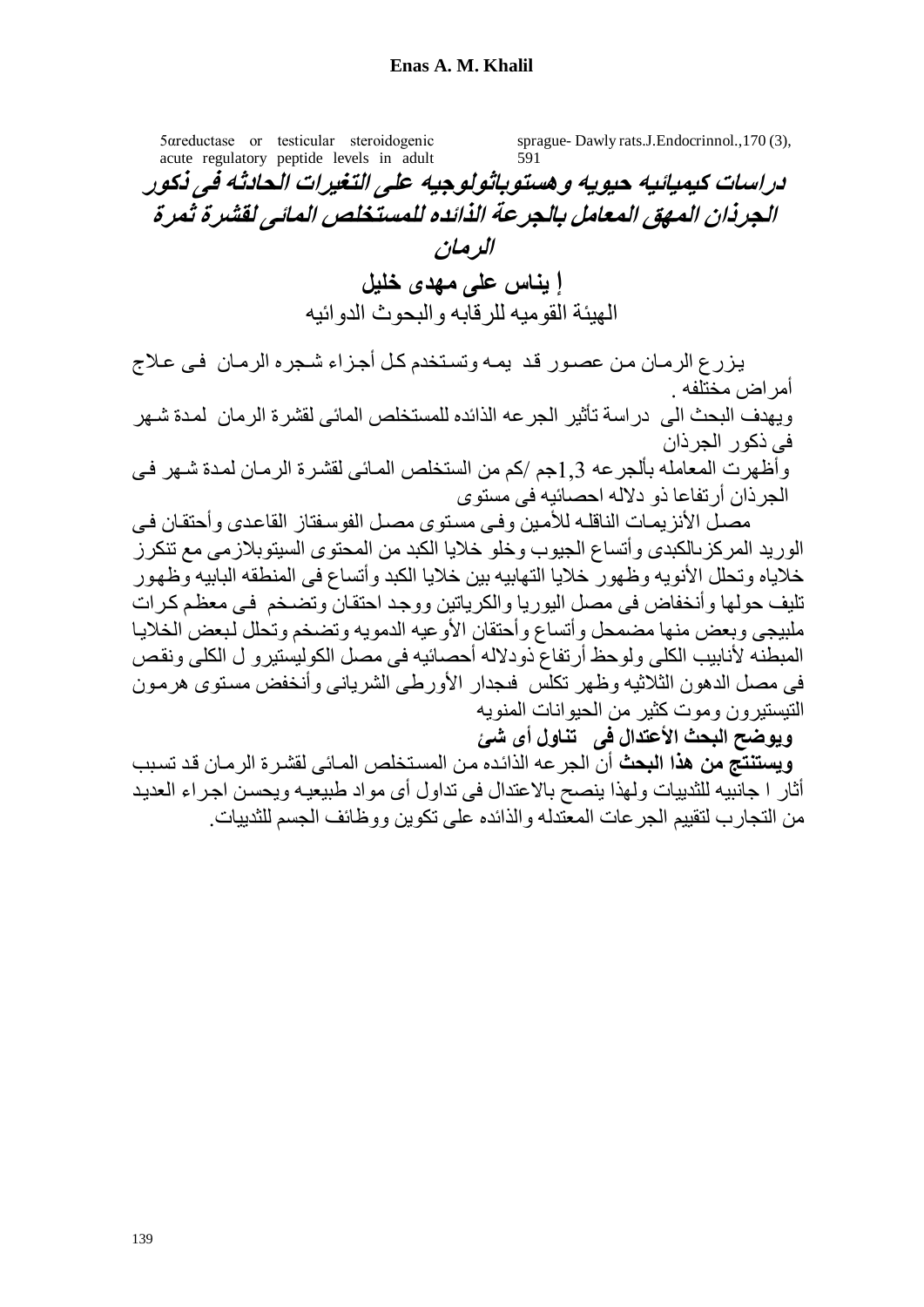5αreductase or testicular steroidogenic acute regulatory peptide levels in adult sprague- Dawly rats.J.Endocrinnol.,170 (3), 591

# دراسات كيميائيه حيويه وهستوباثولوجيه على التغيرات الحادثه فى ذكور الجرذان المهق المعامل بالجرعة الذائده للمستخلص المائى لقشرة ثمرة الرمان

**إيناس على مهدى خليل**

الهيئة القوميه للرقابه والبحوث الدوائيه

يزرع الرمان من عصور قد يمه وتستخدم كل أجزاء شجره الرمان فى علاج أمراض مختلفه .

ويهدف البحث الى دراسة تأثير الجرعه الذائده للمستخلص المائى لقشرة الرمان لمدة شهر فى ذكور الجرذان

وأظهرت المعامله بألجرعه 1,3جم /كم من الستخلص المائى لقشرة الرمان لمدة شهر فى الجرذان أرتفاعا ذو دلاله احصائيه فى مستوى

مصل الأنزيمات الناقله للأمين وفى مستوى مصل الفوسفتاز القاعدى وأحتقان فى الوريد المركزىالكبدى وأتساع الجيوب وخلو خلايا الكبد من المحتوى السيتوبلازمى مع تنكرز خلاياه وتحلل الأنويه وظهور خلايا التهابيه بين خلايا الكبد وأتساع فى المنطقه البابيه وظهور تليف حولها وأنخفاض فى مصل اليوريا والكرياتين ووجد احتقان وتضخم فى معظم كرات ملبيجى وبعض منها مضمحل وأتساع وأحتقان الأوعيه الدمويه وتضخم وتحلل لبعض الخلايا المبطنه لأنابيب الكلى ولوحظ أرتفاع ذودلاله أحصائيه فى مصل الكوليستيرو ل الكلى ونقص فى مصل الدهون الثلاثيه وظهر تكلس فجدار الأورطى الشريانى وأنخفض مستوى هرمون التيستيرون وموت كثير من الحيوانات المنويه

**ويوضح البحث الأعتدال فى تناول أى شئ**

**ويستنتج من هذا البحث** أن الجرعه الذائده من المستخلص المائى لقشرة الرمان قد تسبب أثار ا جانبيه للثدييات ولهذا ينصح بالاعتدال فى تداول أى مواد طبيعيه ويحسن اجراء العديد من التجارب لتقييم الجرعات المعتدله والذائده على تكوين ووظائف الجسم للثدييات.